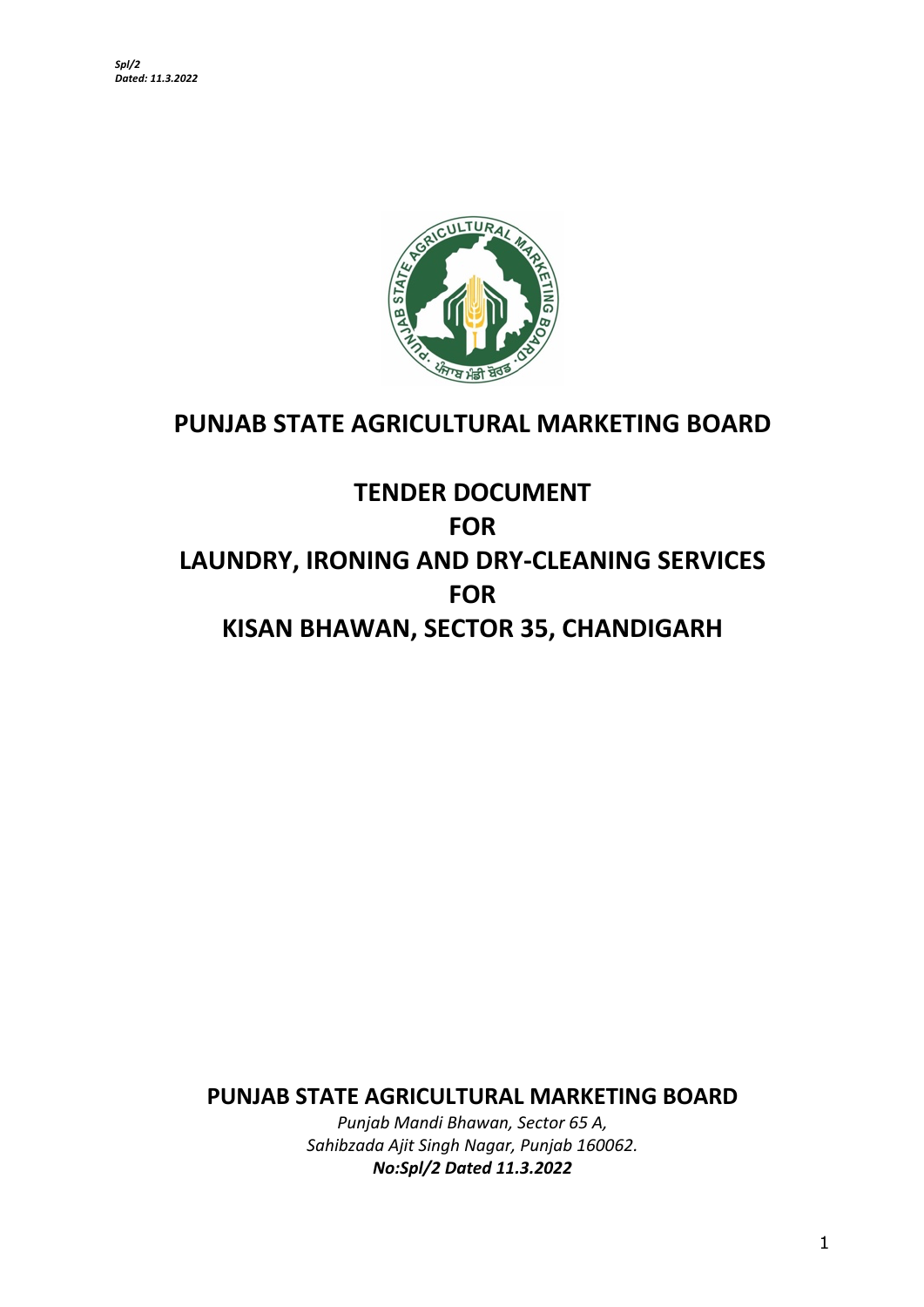*Spl/2*
*Dated: 11.3.2022*

# PUNJAB STATE AGRICULTURAL MARKETING BOARD

## TENDER DOCUMENT
## FOR
## LAUNDRY, IRONING AND DRY-CLEANING SERVICES
## FOR
## KISAN BHAWAN, SECTOR 35, CHANDIGARH

**PUNJAB STATE AGRICULTURAL MARKETING BOARD**

*Punjab Mandi Bhawan, Sector 65 A,*
*Sahibzada Ajit Singh Nagar, Punjab 160062.*
***No:Spl/2 Dated 11.3.2022***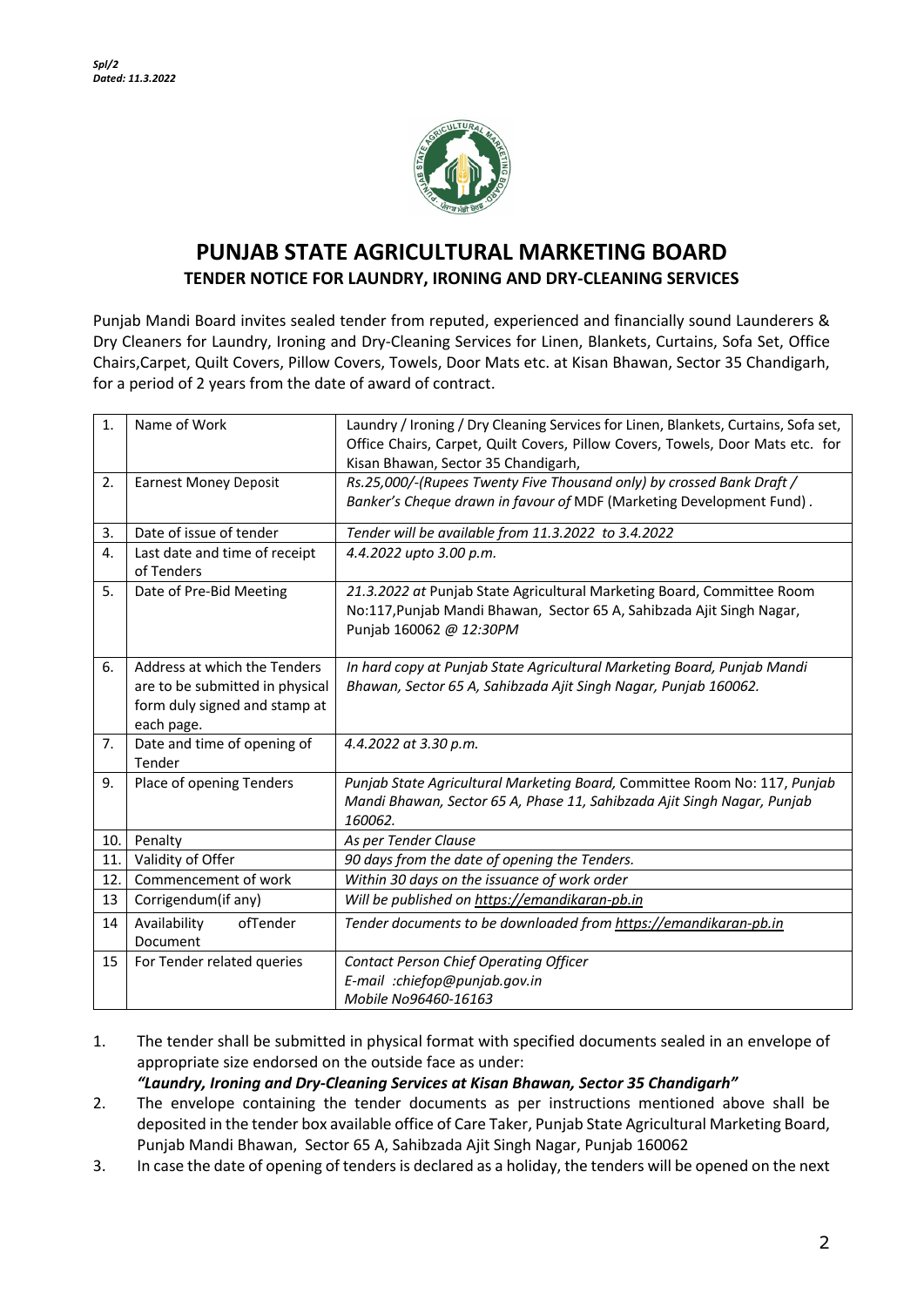*Spl/2*
*Dated: 11.3.2022*

# PUNJAB STATE AGRICULTURAL MARKETING BOARD

## TENDER NOTICE FOR LAUNDRY, IRONING AND DRY-CLEANING SERVICES

Punjab Mandi Board invites sealed tender from reputed, experienced and financially sound Launderers & Dry Cleaners for Laundry, Ironing and Dry-Cleaning Services for Linen, Blankets, Curtains, Sofa Set, Office Chairs,Carpet, Quilt Covers, Pillow Covers, Towels, Door Mats etc. at Kisan Bhawan, Sector 35 Chandigarh, for a period of 2 years from the date of award of contract.

| | | |
|---|---|---|
| 1. | Name of Work | Laundry / Ironing / Dry Cleaning Services for Linen, Blankets, Curtains, Sofa set, Office Chairs, Carpet, Quilt Covers, Pillow Covers, Towels, Door Mats etc. for Kisan Bhawan, Sector 35 Chandigarh, |
| 2. | Earnest Money Deposit | *Rs.25,000/-(Rupees Twenty Five Thousand only) by crossed Bank Draft / Banker's Cheque drawn in favour of* MDF (Marketing Development Fund) . |
| 3. | Date of issue of tender | *Tender will be available from 11.3.2022 to 3.4.2022* |
| 4. | Last date and time of receipt of Tenders | *4.4.2022 upto 3.00 p.m.* |
| 5. | Date of Pre-Bid Meeting | *21.3.2022 at* Punjab State Agricultural Marketing Board, Committee Room No:117,Punjab Mandi Bhawan, Sector 65 A, Sahibzada Ajit Singh Nagar, Punjab 160062 *@ 12:30PM* |
| 6. | Address at which the Tenders are to be submitted in physical form duly signed and stamp at each page. | *In hard copy at Punjab State Agricultural Marketing Board, Punjab Mandi Bhawan, Sector 65 A, Sahibzada Ajit Singh Nagar, Punjab 160062.* |
| 7. | Date and time of opening of Tender | *4.4.2022 at 3.30 p.m.* |
| 9. | Place of opening Tenders | *Punjab State Agricultural Marketing Board,* Committee Room No: 117, *Punjab Mandi Bhawan, Sector 65 A, Phase 11, Sahibzada Ajit Singh Nagar, Punjab 160062.* |
| 10. | Penalty | *As per Tender Clause* |
| 11. | Validity of Offer | *90 days from the date of opening the Tenders.* |
| 12. | Commencement of work | *Within 30 days on the issuance of work order* |
| 13 | Corrigendum(if any) | *Will be published on https://emandikaran-pb.in* |
| 14 | Availability ofTender Document | *Tender documents to be downloaded from https://emandikaran-pb.in* |
| 15 | For Tender related queries | *Contact Person Chief Operating Officer*<br>*E-mail :chiefop@punjab.gov.in*<br>*Mobile No96460-16163* |

1. The tender shall be submitted in physical format with specified documents sealed in an envelope of appropriate size endorsed on the outside face as under:
   ***"Laundry, Ironing and Dry-Cleaning Services at Kisan Bhawan, Sector 35 Chandigarh"***
2. The envelope containing the tender documents as per instructions mentioned above shall be deposited in the tender box available office of Care Taker, Punjab State Agricultural Marketing Board, Punjab Mandi Bhawan, Sector 65 A, Sahibzada Ajit Singh Nagar, Punjab 160062
3. In case the date of opening of tenders is declared as a holiday, the tenders will be opened on the next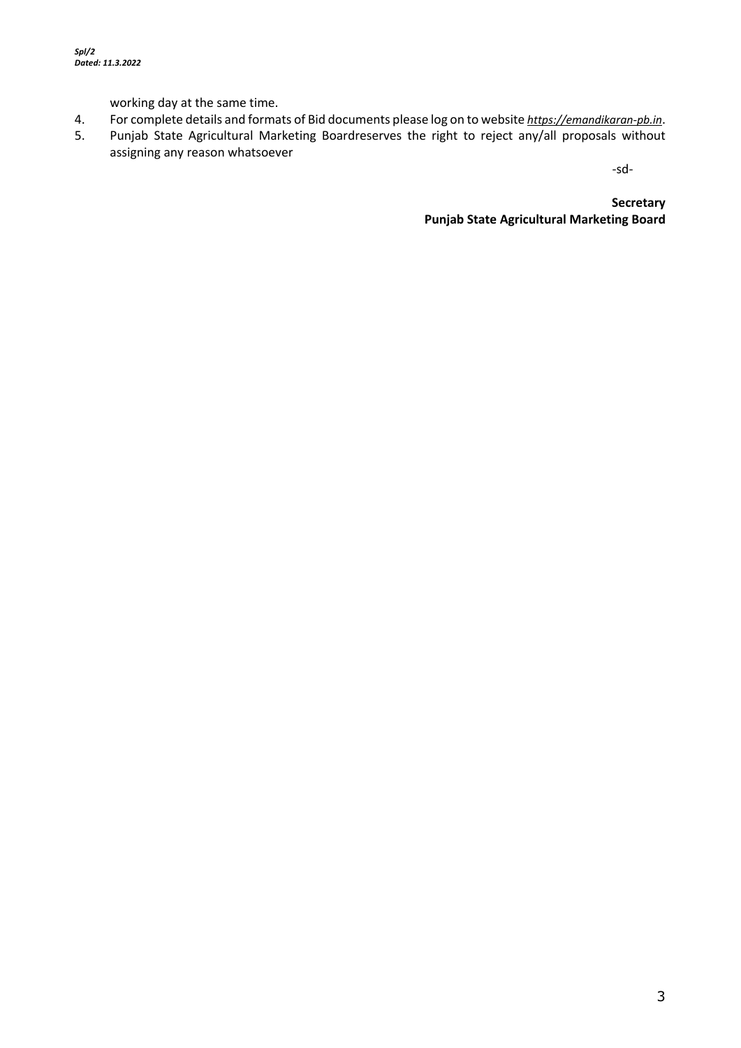*Spl/2*
*Dated: 11.3.2022*

working day at the same time.

4. For complete details and formats of Bid documents please log on to website *https://emandikaran-pb.in*.
5. Punjab State Agricultural Marketing Boardreserves the right to reject any/all proposals without assigning any reason whatsoever

-sd-

**Secretary**
**Punjab State Agricultural Marketing Board**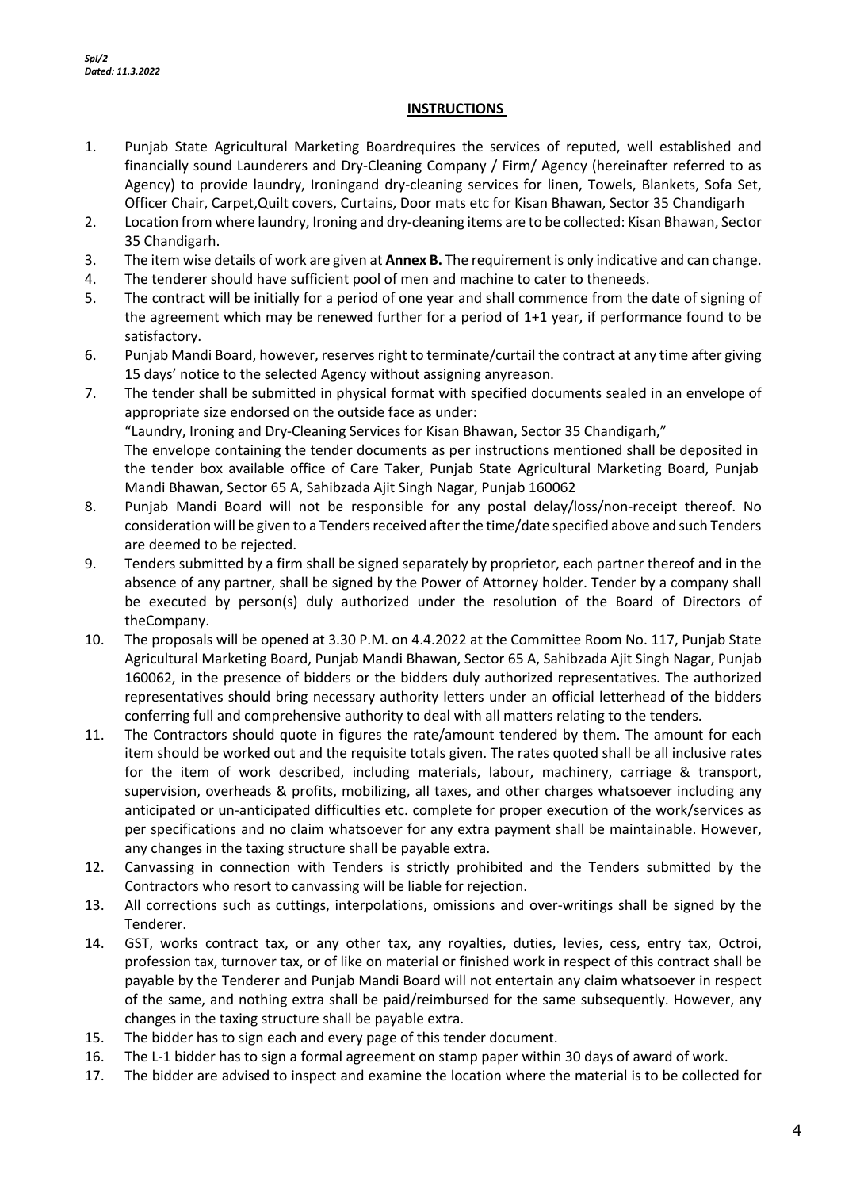*Spl/2*
*Dated: 11.3.2022*

## INSTRUCTIONS

1. Punjab State Agricultural Marketing Boardrequires the services of reputed, well established and financially sound Launderers and Dry-Cleaning Company / Firm/ Agency (hereinafter referred to as Agency) to provide laundry, Ironingand dry-cleaning services for linen, Towels, Blankets, Sofa Set, Officer Chair, Carpet,Quilt covers, Curtains, Door mats etc for Kisan Bhawan, Sector 35 Chandigarh
2. Location from where laundry, Ironing and dry-cleaning items are to be collected: Kisan Bhawan, Sector 35 Chandigarh.
3. The item wise details of work are given at **Annex B.** The requirement is only indicative and can change.
4. The tenderer should have sufficient pool of men and machine to cater to theneeds.
5. The contract will be initially for a period of one year and shall commence from the date of signing of the agreement which may be renewed further for a period of 1+1 year, if performance found to be satisfactory.
6. Punjab Mandi Board, however, reserves right to terminate/curtail the contract at any time after giving 15 days' notice to the selected Agency without assigning anyreason.
7. The tender shall be submitted in physical format with specified documents sealed in an envelope of appropriate size endorsed on the outside face as under:
   "Laundry, Ironing and Dry-Cleaning Services for Kisan Bhawan, Sector 35 Chandigarh,"
   The envelope containing the tender documents as per instructions mentioned shall be deposited in the tender box available office of Care Taker, Punjab State Agricultural Marketing Board, Punjab Mandi Bhawan, Sector 65 A, Sahibzada Ajit Singh Nagar, Punjab 160062
8. Punjab Mandi Board will not be responsible for any postal delay/loss/non-receipt thereof. No consideration will be given to a Tenders received after the time/date specified above and such Tenders are deemed to be rejected.
9. Tenders submitted by a firm shall be signed separately by proprietor, each partner thereof and in the absence of any partner, shall be signed by the Power of Attorney holder. Tender by a company shall be executed by person(s) duly authorized under the resolution of the Board of Directors of theCompany.
10. The proposals will be opened at 3.30 P.M. on 4.4.2022 at the Committee Room No. 117, Punjab State Agricultural Marketing Board, Punjab Mandi Bhawan, Sector 65 A, Sahibzada Ajit Singh Nagar, Punjab 160062, in the presence of bidders or the bidders duly authorized representatives. The authorized representatives should bring necessary authority letters under an official letterhead of the bidders conferring full and comprehensive authority to deal with all matters relating to the tenders.
11. The Contractors should quote in figures the rate/amount tendered by them. The amount for each item should be worked out and the requisite totals given. The rates quoted shall be all inclusive rates for the item of work described, including materials, labour, machinery, carriage & transport, supervision, overheads & profits, mobilizing, all taxes, and other charges whatsoever including any anticipated or un-anticipated difficulties etc. complete for proper execution of the work/services as per specifications and no claim whatsoever for any extra payment shall be maintainable. However, any changes in the taxing structure shall be payable extra.
12. Canvassing in connection with Tenders is strictly prohibited and the Tenders submitted by the Contractors who resort to canvassing will be liable for rejection.
13. All corrections such as cuttings, interpolations, omissions and over-writings shall be signed by the Tenderer.
14. GST, works contract tax, or any other tax, any royalties, duties, levies, cess, entry tax, Octroi, profession tax, turnover tax, or of like on material or finished work in respect of this contract shall be payable by the Tenderer and Punjab Mandi Board will not entertain any claim whatsoever in respect of the same, and nothing extra shall be paid/reimbursed for the same subsequently. However, any changes in the taxing structure shall be payable extra.
15. The bidder has to sign each and every page of this tender document.
16. The L-1 bidder has to sign a formal agreement on stamp paper within 30 days of award of work.
17. The bidder are advised to inspect and examine the location where the material is to be collected for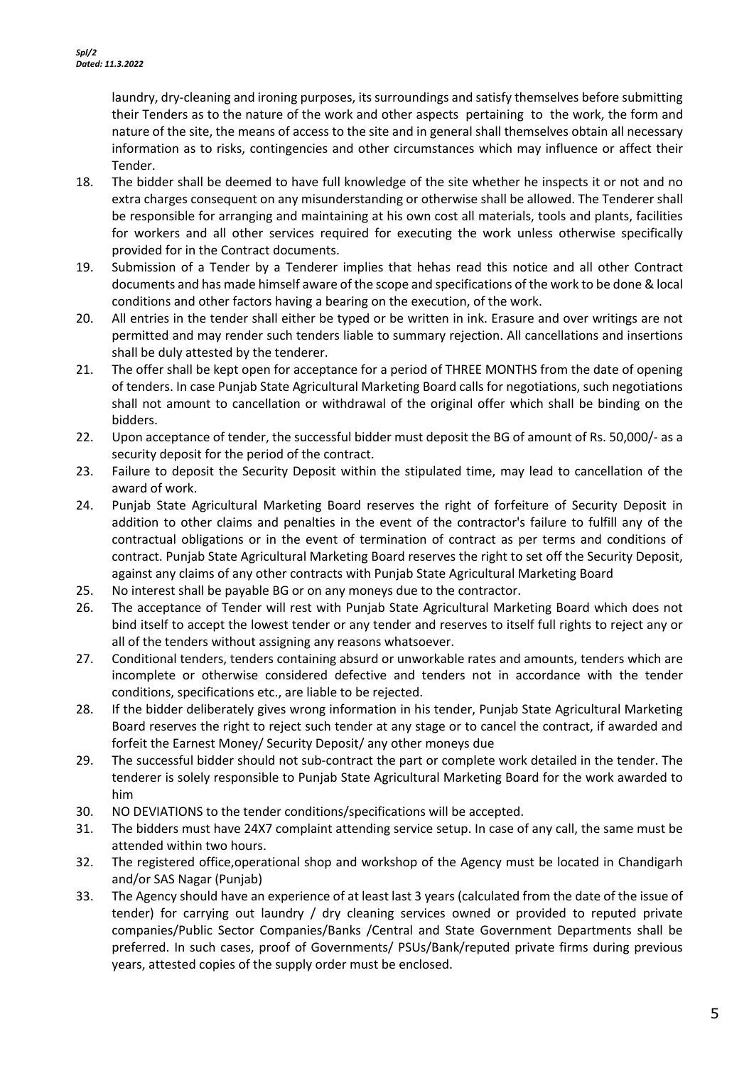laundry, dry-cleaning and ironing purposes, its surroundings and satisfy themselves before submitting their Tenders as to the nature of the work and other aspects pertaining to the work, the form and nature of the site, the means of access to the site and in general shall themselves obtain all necessary information as to risks, contingencies and other circumstances which may influence or affect their Tender.

18. The bidder shall be deemed to have full knowledge of the site whether he inspects it or not and no extra charges consequent on any misunderstanding or otherwise shall be allowed. The Tenderer shall be responsible for arranging and maintaining at his own cost all materials, tools and plants, facilities for workers and all other services required for executing the work unless otherwise specifically provided for in the Contract documents.
19. Submission of a Tender by a Tenderer implies that hehas read this notice and all other Contract documents and has made himself aware of the scope and specifications of the work to be done & local conditions and other factors having a bearing on the execution, of the work.
20. All entries in the tender shall either be typed or be written in ink. Erasure and over writings are not permitted and may render such tenders liable to summary rejection. All cancellations and insertions shall be duly attested by the tenderer.
21. The offer shall be kept open for acceptance for a period of THREE MONTHS from the date of opening of tenders. In case Punjab State Agricultural Marketing Board calls for negotiations, such negotiations shall not amount to cancellation or withdrawal of the original offer which shall be binding on the bidders.
22. Upon acceptance of tender, the successful bidder must deposit the BG of amount of Rs. 50,000/- as a security deposit for the period of the contract.
23. Failure to deposit the Security Deposit within the stipulated time, may lead to cancellation of the award of work.
24. Punjab State Agricultural Marketing Board reserves the right of forfeiture of Security Deposit in addition to other claims and penalties in the event of the contractor's failure to fulfill any of the contractual obligations or in the event of termination of contract as per terms and conditions of contract. Punjab State Agricultural Marketing Board reserves the right to set off the Security Deposit, against any claims of any other contracts with Punjab State Agricultural Marketing Board
25. No interest shall be payable BG or on any moneys due to the contractor.
26. The acceptance of Tender will rest with Punjab State Agricultural Marketing Board which does not bind itself to accept the lowest tender or any tender and reserves to itself full rights to reject any or all of the tenders without assigning any reasons whatsoever.
27. Conditional tenders, tenders containing absurd or unworkable rates and amounts, tenders which are incomplete or otherwise considered defective and tenders not in accordance with the tender conditions, specifications etc., are liable to be rejected.
28. If the bidder deliberately gives wrong information in his tender, Punjab State Agricultural Marketing Board reserves the right to reject such tender at any stage or to cancel the contract, if awarded and forfeit the Earnest Money/ Security Deposit/ any other moneys due
29. The successful bidder should not sub-contract the part or complete work detailed in the tender. The tenderer is solely responsible to Punjab State Agricultural Marketing Board for the work awarded to him
30. NO DEVIATIONS to the tender conditions/specifications will be accepted.
31. The bidders must have 24X7 complaint attending service setup. In case of any call, the same must be attended within two hours.
32. The registered office,operational shop and workshop of the Agency must be located in Chandigarh and/or SAS Nagar (Punjab)
33. The Agency should have an experience of at least last 3 years (calculated from the date of the issue of tender) for carrying out laundry / dry cleaning services owned or provided to reputed private companies/Public Sector Companies/Banks /Central and State Government Departments shall be preferred. In such cases, proof of Governments/ PSUs/Bank/reputed private firms during previous years, attested copies of the supply order must be enclosed.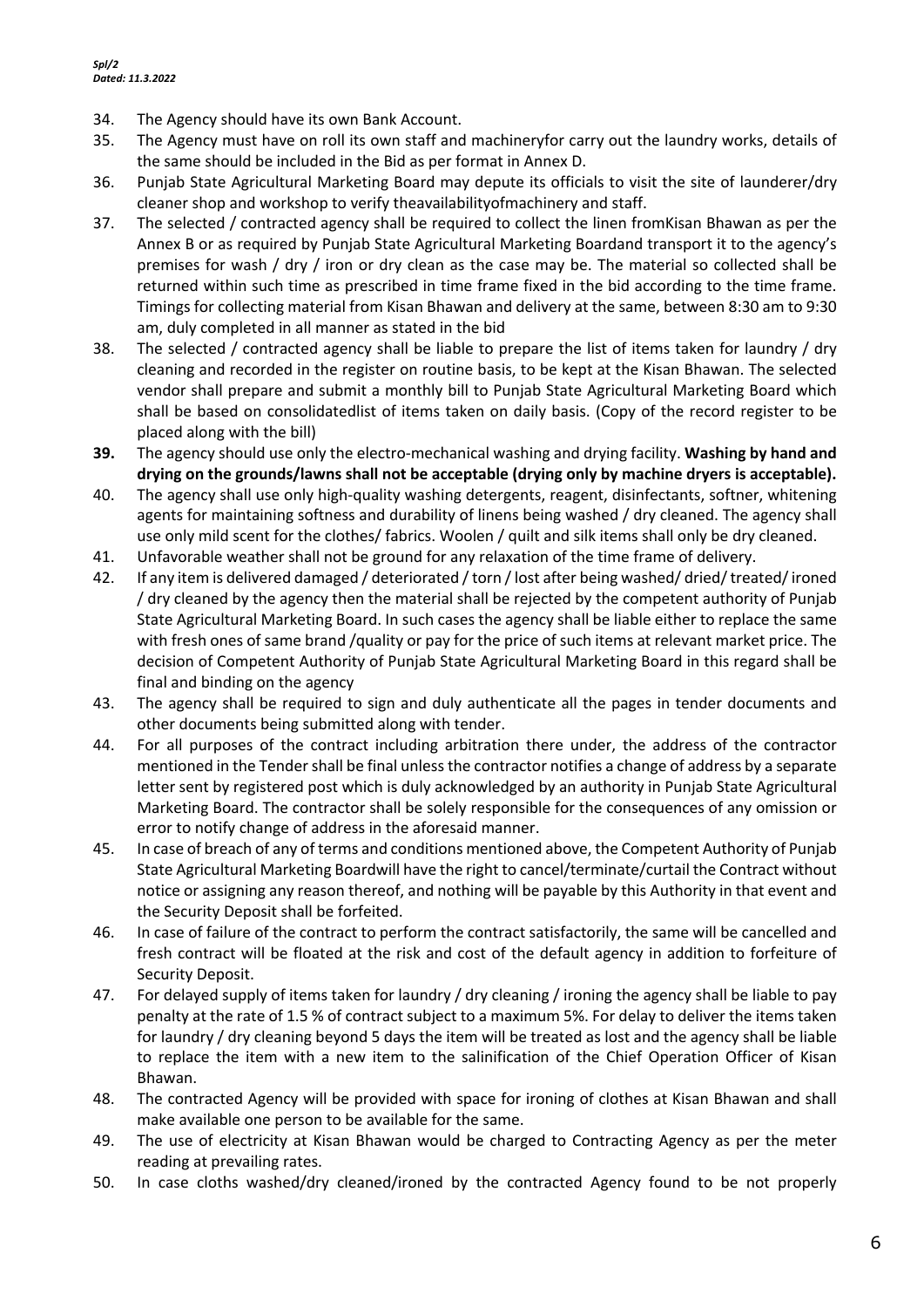34. The Agency should have its own Bank Account.
35. The Agency must have on roll its own staff and machineryfor carry out the laundry works, details of the same should be included in the Bid as per format in Annex D.
36. Punjab State Agricultural Marketing Board may depute its officials to visit the site of launderer/dry cleaner shop and workshop to verify theavailabilityofmachinery and staff.
37. The selected / contracted agency shall be required to collect the linen fromKisan Bhawan as per the Annex B or as required by Punjab State Agricultural Marketing Boardand transport it to the agency's premises for wash / dry / iron or dry clean as the case may be. The material so collected shall be returned within such time as prescribed in time frame fixed in the bid according to the time frame. Timings for collecting material from Kisan Bhawan and delivery at the same, between 8:30 am to 9:30 am, duly completed in all manner as stated in the bid
38. The selected / contracted agency shall be liable to prepare the list of items taken for laundry / dry cleaning and recorded in the register on routine basis, to be kept at the Kisan Bhawan. The selected vendor shall prepare and submit a monthly bill to Punjab State Agricultural Marketing Board which shall be based on consolidatedlist of items taken on daily basis. (Copy of the record register to be placed along with the bill)
39. The agency should use only the electro-mechanical washing and drying facility. **Washing by hand and drying on the grounds/lawns shall not be acceptable (drying only by machine dryers is acceptable).**
40. The agency shall use only high-quality washing detergents, reagent, disinfectants, softner, whitening agents for maintaining softness and durability of linens being washed / dry cleaned. The agency shall use only mild scent for the clothes/ fabrics. Woolen / quilt and silk items shall only be dry cleaned.
41. Unfavorable weather shall not be ground for any relaxation of the time frame of delivery.
42. If any item is delivered damaged / deteriorated / torn / lost after being washed/ dried/ treated/ ironed / dry cleaned by the agency then the material shall be rejected by the competent authority of Punjab State Agricultural Marketing Board. In such cases the agency shall be liable either to replace the same with fresh ones of same brand /quality or pay for the price of such items at relevant market price. The decision of Competent Authority of Punjab State Agricultural Marketing Board in this regard shall be final and binding on the agency
43. The agency shall be required to sign and duly authenticate all the pages in tender documents and other documents being submitted along with tender.
44. For all purposes of the contract including arbitration there under, the address of the contractor mentioned in the Tender shall be final unless the contractor notifies a change of address by a separate letter sent by registered post which is duly acknowledged by an authority in Punjab State Agricultural Marketing Board. The contractor shall be solely responsible for the consequences of any omission or error to notify change of address in the aforesaid manner.
45. In case of breach of any of terms and conditions mentioned above, the Competent Authority of Punjab State Agricultural Marketing Boardwill have the right to cancel/terminate/curtail the Contract without notice or assigning any reason thereof, and nothing will be payable by this Authority in that event and the Security Deposit shall be forfeited.
46. In case of failure of the contract to perform the contract satisfactorily, the same will be cancelled and fresh contract will be floated at the risk and cost of the default agency in addition to forfeiture of Security Deposit.
47. For delayed supply of items taken for laundry / dry cleaning / ironing the agency shall be liable to pay penalty at the rate of 1.5 % of contract subject to a maximum 5%. For delay to deliver the items taken for laundry / dry cleaning beyond 5 days the item will be treated as lost and the agency shall be liable to replace the item with a new item to the salinification of the Chief Operation Officer of Kisan Bhawan.
48. The contracted Agency will be provided with space for ironing of clothes at Kisan Bhawan and shall make available one person to be available for the same.
49. The use of electricity at Kisan Bhawan would be charged to Contracting Agency as per the meter reading at prevailing rates.
50. In case cloths washed/dry cleaned/ironed by the contracted Agency found to be not properly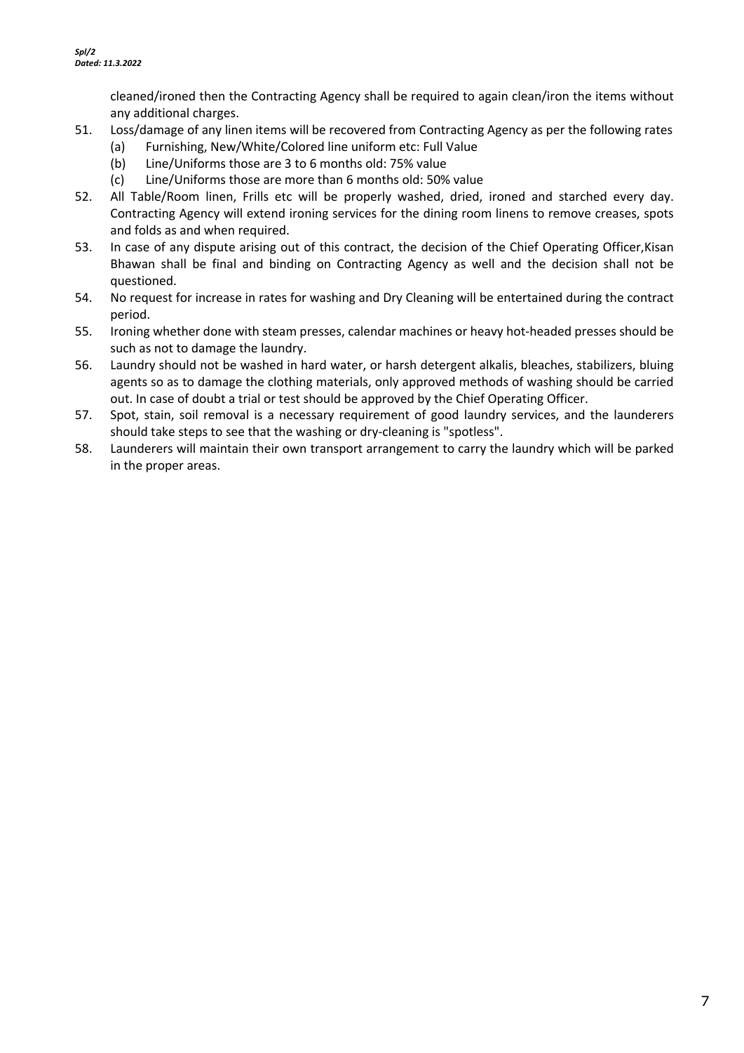cleaned/ironed then the Contracting Agency shall be required to again clean/iron the items without any additional charges.

51. Loss/damage of any linen items will be recovered from Contracting Agency as per the following rates
    - (a) Furnishing, New/White/Colored line uniform etc: Full Value
    - (b) Line/Uniforms those are 3 to 6 months old: 75% value
    - (c) Line/Uniforms those are more than 6 months old: 50% value
52. All Table/Room linen, Frills etc will be properly washed, dried, ironed and starched every day. Contracting Agency will extend ironing services for the dining room linens to remove creases, spots and folds as and when required.
53. In case of any dispute arising out of this contract, the decision of the Chief Operating Officer,Kisan Bhawan shall be final and binding on Contracting Agency as well and the decision shall not be questioned.
54. No request for increase in rates for washing and Dry Cleaning will be entertained during the contract period.
55. Ironing whether done with steam presses, calendar machines or heavy hot-headed presses should be such as not to damage the laundry.
56. Laundry should not be washed in hard water, or harsh detergent alkalis, bleaches, stabilizers, bluing agents so as to damage the clothing materials, only approved methods of washing should be carried out. In case of doubt a trial or test should be approved by the Chief Operating Officer.
57. Spot, stain, soil removal is a necessary requirement of good laundry services, and the launderers should take steps to see that the washing or dry-cleaning is "spotless".
58. Launderers will maintain their own transport arrangement to carry the laundry which will be parked in the proper areas.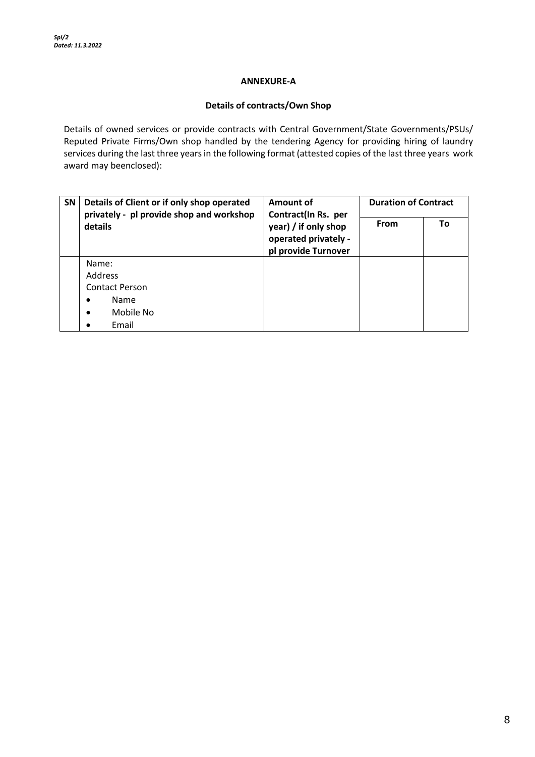*Spl/2*
*Dated: 11.3.2022*

## ANNEXURE-A

### Details of contracts/Own Shop

Details of owned services or provide contracts with Central Government/State Governments/PSUs/ Reputed Private Firms/Own shop handled by the tendering Agency for providing hiring of laundry services during the last three years in the following format (attested copies of the last three years work award may beenclosed):

| SN | Details of Client or if only shop operated privately - pl provide shop and workshop details | Amount of Contract(In Rs. per year) / if only shop operated privately - pl provide Turnover | Duration of Contract | |
|---|---|---|---|---|
| | | | From | To |
| | Name:<br>Address<br>Contact Person<br>• Name<br>• Mobile No<br>• Email | | | |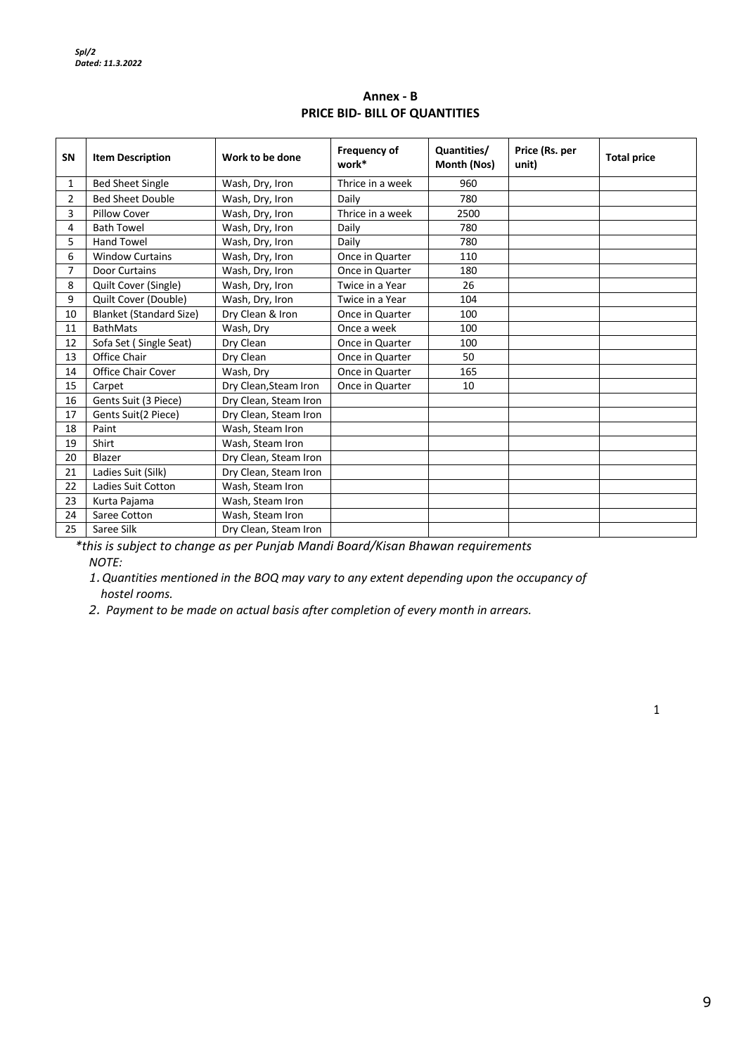*Spl/2*
*Dated: 11.3.2022*

## Annex - B
## PRICE BID- BILL OF QUANTITIES

| SN | Item Description | Work to be done | Frequency of work* | Quantities/ Month (Nos) | Price (Rs. per unit) | Total price |
|---|---|---|---|---|---|---|
| 1 | Bed Sheet Single | Wash, Dry, Iron | Thrice in a week | 960 | | |
| 2 | Bed Sheet Double | Wash, Dry, Iron | Daily | 780 | | |
| 3 | Pillow Cover | Wash, Dry, Iron | Thrice in a week | 2500 | | |
| 4 | Bath Towel | Wash, Dry, Iron | Daily | 780 | | |
| 5 | Hand Towel | Wash, Dry, Iron | Daily | 780 | | |
| 6 | Window Curtains | Wash, Dry, Iron | Once in Quarter | 110 | | |
| 7 | Door Curtains | Wash, Dry, Iron | Once in Quarter | 180 | | |
| 8 | Quilt Cover (Single) | Wash, Dry, Iron | Twice in a Year | 26 | | |
| 9 | Quilt Cover (Double) | Wash, Dry, Iron | Twice in a Year | 104 | | |
| 10 | Blanket (Standard Size) | Dry Clean & Iron | Once in Quarter | 100 | | |
| 11 | BathMats | Wash, Dry | Once a week | 100 | | |
| 12 | Sofa Set ( Single Seat) | Dry Clean | Once in Quarter | 100 | | |
| 13 | Office Chair | Dry Clean | Once in Quarter | 50 | | |
| 14 | Office Chair Cover | Wash, Dry | Once in Quarter | 165 | | |
| 15 | Carpet | Dry Clean,Steam Iron | Once in Quarter | 10 | | |
| 16 | Gents Suit (3 Piece) | Dry Clean, Steam Iron | | | | |
| 17 | Gents Suit(2 Piece) | Dry Clean, Steam Iron | | | | |
| 18 | Paint | Wash, Steam Iron | | | | |
| 19 | Shirt | Wash, Steam Iron | | | | |
| 20 | Blazer | Dry Clean, Steam Iron | | | | |
| 21 | Ladies Suit (Silk) | Dry Clean, Steam Iron | | | | |
| 22 | Ladies Suit Cotton | Wash, Steam Iron | | | | |
| 23 | Kurta Pajama | Wash, Steam Iron | | | | |
| 24 | Saree Cotton | Wash, Steam Iron | | | | |
| 25 | Saree Silk | Dry Clean, Steam Iron | | | | |

*\*this is subject to change as per Punjab Mandi Board/Kisan Bhawan requirements*

*NOTE:*

1. *Quantities mentioned in the BOQ may vary to any extent depending upon the occupancy of hostel rooms.*
2. *Payment to be made on actual basis after completion of every month in arrears.*

1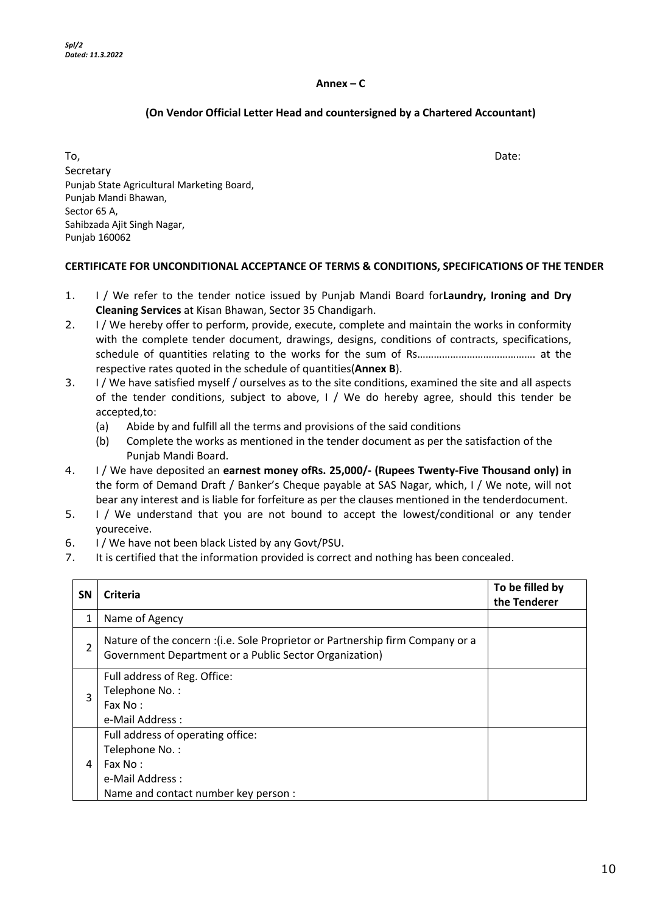*Spl/2*
*Dated: 11.3.2022*

**Annex – C**

**(On Vendor Official Letter Head and countersigned by a Chartered Accountant)**

To, Date:

Secretary
Punjab State Agricultural Marketing Board,
Punjab Mandi Bhawan,
Sector 65 A,
Sahibzada Ajit Singh Nagar,
Punjab 160062

**CERTIFICATE FOR UNCONDITIONAL ACCEPTANCE OF TERMS & CONDITIONS, SPECIFICATIONS OF THE TENDER**

1. I / We refer to the tender notice issued by Punjab Mandi Board for**Laundry, Ironing and Dry Cleaning Services** at Kisan Bhawan, Sector 35 Chandigarh.
2. I / We hereby offer to perform, provide, execute, complete and maintain the works in conformity with the complete tender document, drawings, designs, conditions of contracts, specifications, schedule of quantities relating to the works for the sum of Rs……………………………………. at the respective rates quoted in the schedule of quantities(**Annex B**).
3. I / We have satisfied myself / ourselves as to the site conditions, examined the site and all aspects of the tender conditions, subject to above, I / We do hereby agree, should this tender be accepted,to:
   - (a) Abide by and fulfill all the terms and provisions of the said conditions
   - (b) Complete the works as mentioned in the tender document as per the satisfaction of the Punjab Mandi Board.
4. I / We have deposited an **earnest money ofRs. 25,000/- (Rupees Twenty-Five Thousand only) in** the form of Demand Draft / Banker's Cheque payable at SAS Nagar, which, I / We note, will not bear any interest and is liable for forfeiture as per the clauses mentioned in the tenderdocument.
5. I / We understand that you are not bound to accept the lowest/conditional or any tender youreceive.
6. I / We have not been black Listed by any Govt/PSU.
7. It is certified that the information provided is correct and nothing has been concealed.

| SN | Criteria | To be filled by the Tenderer |
|---|---|---|
| 1 | Name of Agency | |
| 2 | Nature of the concern :(i.e. Sole Proprietor or Partnership firm Company or a Government Department or a Public Sector Organization) | |
| 3 | Full address of Reg. Office:<br>Telephone No. :<br>Fax No :<br>e-Mail Address : | |
| 4 | Full address of operating office:<br>Telephone No. :<br>Fax No :<br>e-Mail Address :<br>Name and contact number key person : | |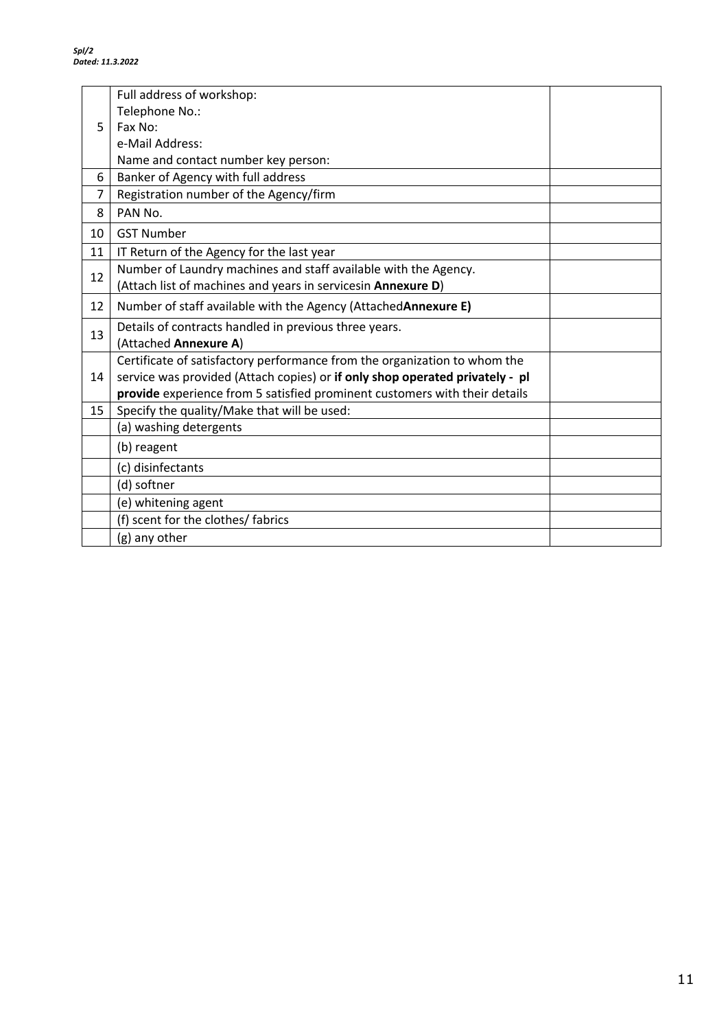*Spl/2*
*Dated: 11.3.2022*

| | | |
|---|---|---|
| 5 | Full address of workshop:<br>Telephone No.:<br>Fax No:<br>e-Mail Address:<br>Name and contact number key person: | |
| 6 | Banker of Agency with full address | |
| 7 | Registration number of the Agency/firm | |
| 8 | PAN No. | |
| 10 | GST Number | |
| 11 | IT Return of the Agency for the last year | |
| 12 | Number of Laundry machines and staff available with the Agency.<br>(Attach list of machines and years in servicesin **Annexure D**) | |
| 12 | Number of staff available with the Agency (Attached**Annexure E)** | |
| 13 | Details of contracts handled in previous three years.<br>(Attached **Annexure A**) | |
| 14 | Certificate of satisfactory performance from the organization to whom the service was provided (Attach copies) or **if only shop operated privately - pl provide** experience from 5 satisfied prominent customers with their details | |
| 15 | Specify the quality/Make that will be used: | |
| | (a) washing detergents | |
| | (b) reagent | |
| | (c) disinfectants | |
| | (d) softner | |
| | (e) whitening agent | |
| | (f) scent for the clothes/ fabrics | |
| | (g) any other | |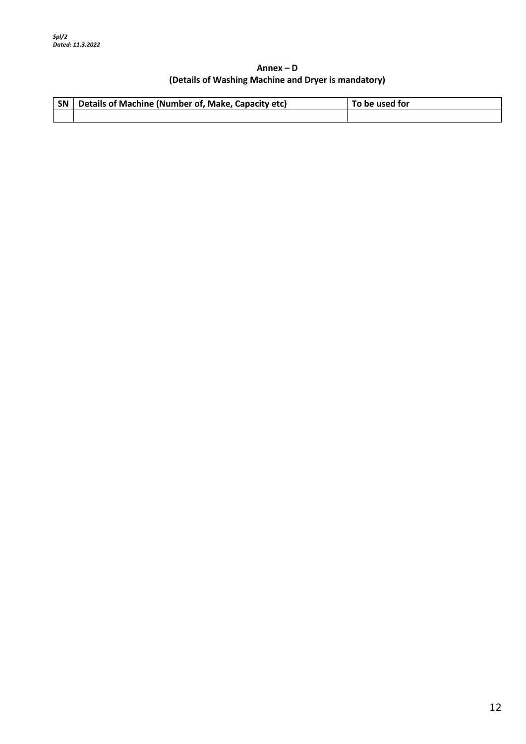*Spl/2*
*Dated: 11.3.2022*

**Annex – D**
**(Details of Washing Machine and Dryer is mandatory)**

| SN | Details of Machine (Number of, Make, Capacity etc) | To be used for |
|---|---|---|
| | | |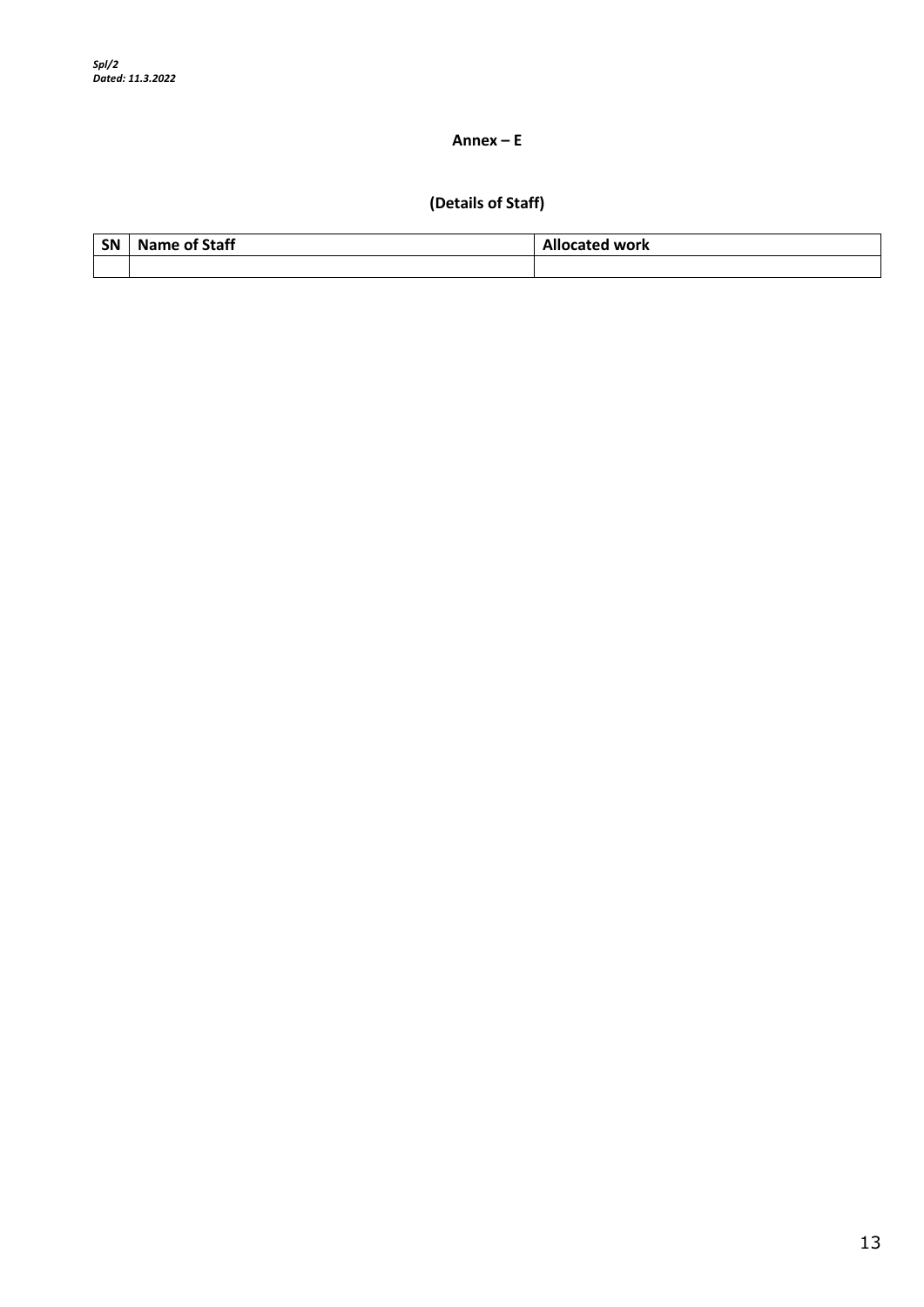**Annex – E**

**(Details of Staff)**

| SN | Name of Staff | Allocated work |
|---|---|---|
| | | |